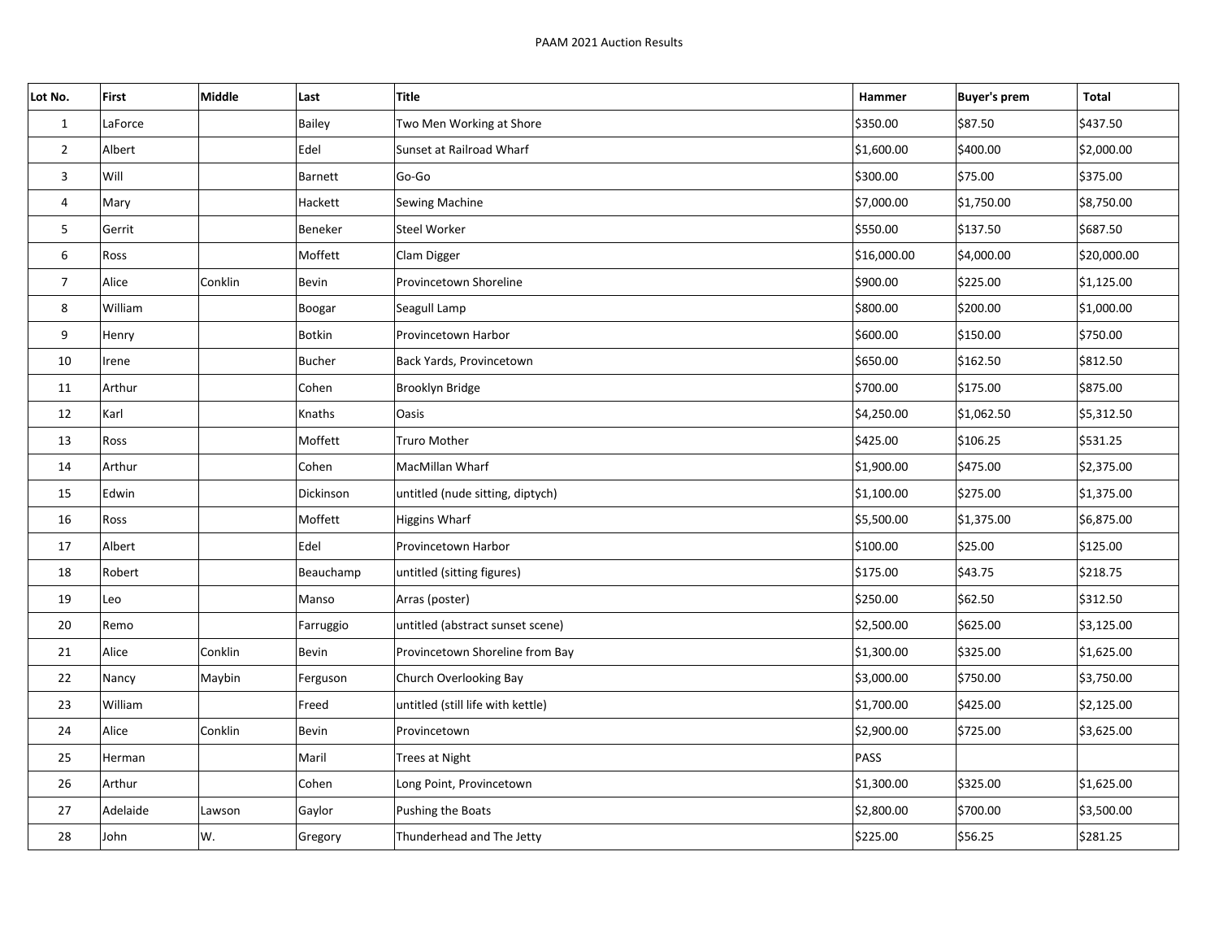# PAAM 2021 Auction Results

| Lot No. | First | Middle | Last | Title | Hammer | Buyer's prem | Total |
|---|---|---|---|---|---|---|---|
| 1 | LaForce | | Bailey | Two Men Working at Shore | $350.00 | $87.50 | $437.50 |
| 2 | Albert | | Edel | Sunset at Railroad Wharf | $1,600.00 | $400.00 | $2,000.00 |
| 3 | Will | | Barnett | Go-Go | $300.00 | $75.00 | $375.00 |
| 4 | Mary | | Hackett | Sewing Machine | $7,000.00 | $1,750.00 | $8,750.00 |
| 5 | Gerrit | | Beneker | Steel Worker | $550.00 | $137.50 | $687.50 |
| 6 | Ross | | Moffett | Clam Digger | $16,000.00 | $4,000.00 | $20,000.00 |
| 7 | Alice | Conklin | Bevin | Provincetown Shoreline | $900.00 | $225.00 | $1,125.00 |
| 8 | William | | Boogar | Seagull Lamp | $800.00 | $200.00 | $1,000.00 |
| 9 | Henry | | Botkin | Provincetown Harbor | $600.00 | $150.00 | $750.00 |
| 10 | Irene | | Bucher | Back Yards, Provincetown | $650.00 | $162.50 | $812.50 |
| 11 | Arthur | | Cohen | Brooklyn Bridge | $700.00 | $175.00 | $875.00 |
| 12 | Karl | | Knaths | Oasis | $4,250.00 | $1,062.50 | $5,312.50 |
| 13 | Ross | | Moffett | Truro Mother | $425.00 | $106.25 | $531.25 |
| 14 | Arthur | | Cohen | MacMillan Wharf | $1,900.00 | $475.00 | $2,375.00 |
| 15 | Edwin | | Dickinson | untitled (nude sitting, diptych) | $1,100.00 | $275.00 | $1,375.00 |
| 16 | Ross | | Moffett | Higgins Wharf | $5,500.00 | $1,375.00 | $6,875.00 |
| 17 | Albert | | Edel | Provincetown Harbor | $100.00 | $25.00 | $125.00 |
| 18 | Robert | | Beauchamp | untitled (sitting figures) | $175.00 | $43.75 | $218.75 |
| 19 | Leo | | Manso | Arras (poster) | $250.00 | $62.50 | $312.50 |
| 20 | Remo | | Farruggio | untitled (abstract sunset scene) | $2,500.00 | $625.00 | $3,125.00 |
| 21 | Alice | Conklin | Bevin | Provincetown Shoreline from Bay | $1,300.00 | $325.00 | $1,625.00 |
| 22 | Nancy | Maybin | Ferguson | Church Overlooking Bay | $3,000.00 | $750.00 | $3,750.00 |
| 23 | William | | Freed | untitled (still life with kettle) | $1,700.00 | $425.00 | $2,125.00 |
| 24 | Alice | Conklin | Bevin | Provincetown | $2,900.00 | $725.00 | $3,625.00 |
| 25 | Herman | | Maril | Trees at Night | PASS | | |
| 26 | Arthur | | Cohen | Long Point, Provincetown | $1,300.00 | $325.00 | $1,625.00 |
| 27 | Adelaide | Lawson | Gaylor | Pushing the Boats | $2,800.00 | $700.00 | $3,500.00 |
| 28 | John | W. | Gregory | Thunderhead and The Jetty | $225.00 | $56.25 | $281.25 |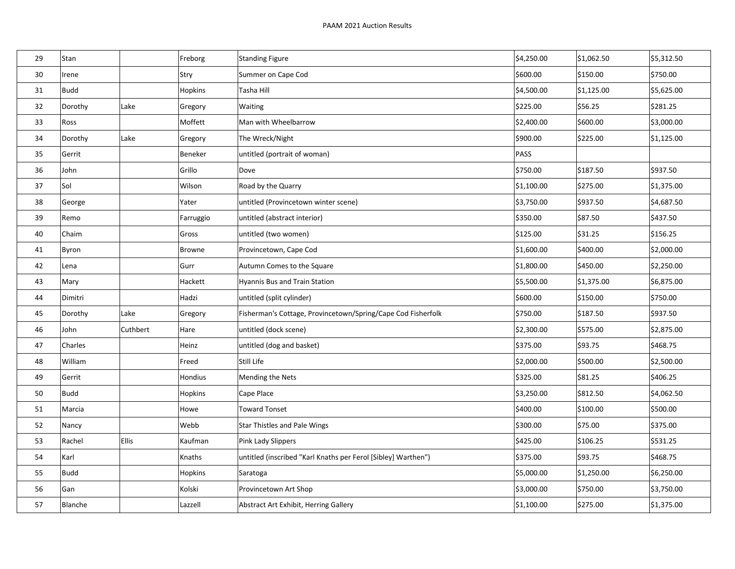| | | | | | | | |
|---|---|---|---|---|---|---|---|
| 29 | Stan | | Freborg | Standing Figure | $4,250.00 | $1,062.50 | $5,312.50 |
| 30 | Irene | | Stry | Summer on Cape Cod | $600.00 | $150.00 | $750.00 |
| 31 | Budd | | Hopkins | Tasha Hill | $4,500.00 | $1,125.00 | $5,625.00 |
| 32 | Dorothy | Lake | Gregory | Waiting | $225.00 | $56.25 | $281.25 |
| 33 | Ross | | Moffett | Man with Wheelbarrow | $2,400.00 | $600.00 | $3,000.00 |
| 34 | Dorothy | Lake | Gregory | The Wreck/Night | $900.00 | $225.00 | $1,125.00 |
| 35 | Gerrit | | Beneker | untitled (portrait of woman) | PASS | | |
| 36 | John | | Grillo | Dove | $750.00 | $187.50 | $937.50 |
| 37 | Sol | | Wilson | Road by the Quarry | $1,100.00 | $275.00 | $1,375.00 |
| 38 | George | | Yater | untitled (Provincetown winter scene) | $3,750.00 | $937.50 | $4,687.50 |
| 39 | Remo | | Farruggio | untitled (abstract interior) | $350.00 | $87.50 | $437.50 |
| 40 | Chaim | | Gross | untitled (two women) | $125.00 | $31.25 | $156.25 |
| 41 | Byron | | Browne | Provincetown, Cape Cod | $1,600.00 | $400.00 | $2,000.00 |
| 42 | Lena | | Gurr | Autumn Comes to the Square | $1,800.00 | $450.00 | $2,250.00 |
| 43 | Mary | | Hackett | Hyannis Bus and Train Station | $5,500.00 | $1,375.00 | $6,875.00 |
| 44 | Dimitri | | Hadzi | untitled (split cylinder) | $600.00 | $150.00 | $750.00 |
| 45 | Dorothy | Lake | Gregory | Fisherman's Cottage, Provincetown/Spring/Cape Cod Fisherfolk | $750.00 | $187.50 | $937.50 |
| 46 | John | Cuthbert | Hare | untitled (dock scene) | $2,300.00 | $575.00 | $2,875.00 |
| 47 | Charles | | Heinz | untitled (dog and basket) | $375.00 | $93.75 | $468.75 |
| 48 | William | | Freed | Still Life | $2,000.00 | $500.00 | $2,500.00 |
| 49 | Gerrit | | Hondius | Mending the Nets | $325.00 | $81.25 | $406.25 |
| 50 | Budd | | Hopkins | Cape Place | $3,250.00 | $812.50 | $4,062.50 |
| 51 | Marcia | | Howe | Toward Tonset | $400.00 | $100.00 | $500.00 |
| 52 | Nancy | | Webb | Star Thistles and Pale Wings | $300.00 | $75.00 | $375.00 |
| 53 | Rachel | Ellis | Kaufman | Pink Lady Slippers | $425.00 | $106.25 | $531.25 |
| 54 | Karl | | Knaths | untitled (inscribed "Karl Knaths per Ferol [Sibley] Warthen") | $375.00 | $93.75 | $468.75 |
| 55 | Budd | | Hopkins | Saratoga | $5,000.00 | $1,250.00 | $6,250.00 |
| 56 | Gan | | Kolski | Provincetown Art Shop | $3,000.00 | $750.00 | $3,750.00 |
| 57 | Blanche | | Lazzell | Abstract Art Exhibit, Herring Gallery | $1,100.00 | $275.00 | $1,375.00 |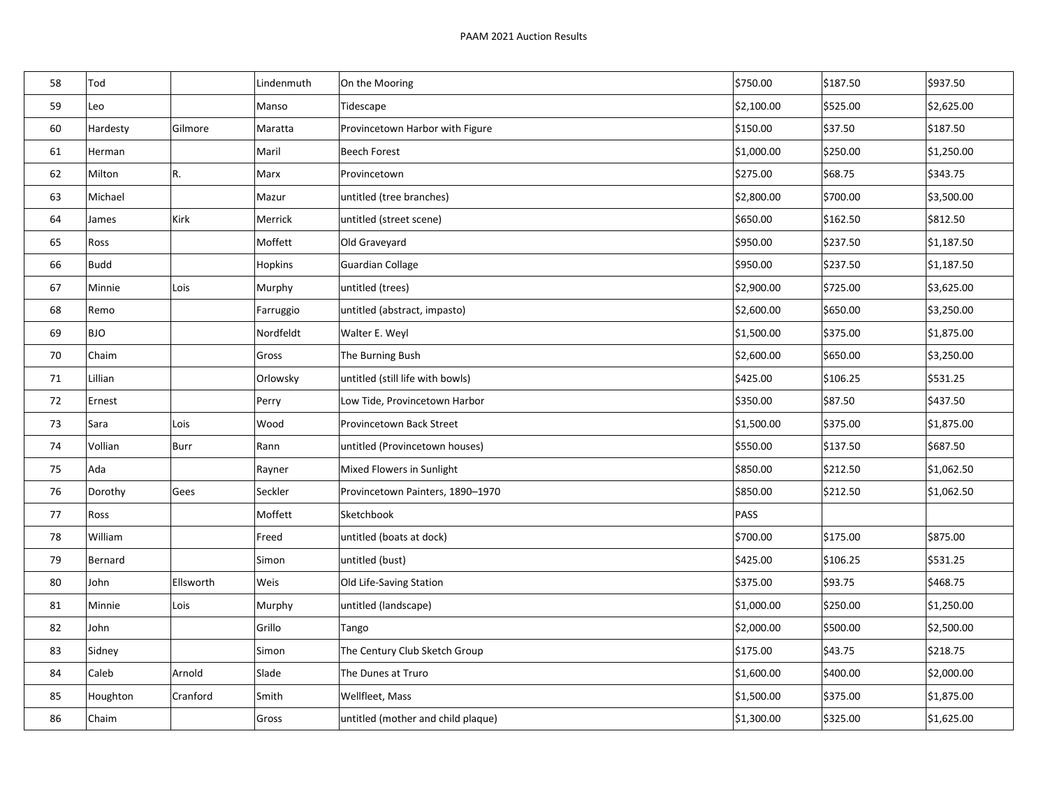| 58 | Tod | | Lindenmuth | On the Mooring | $750.00 | $187.50 | $937.50 |
|---|---|---|---|---|---|---|---|
| 59 | Leo | | Manso | Tidescape | $2,100.00 | $525.00 | $2,625.00 |
| 60 | Hardesty | Gilmore | Maratta | Provincetown Harbor with Figure | $150.00 | $37.50 | $187.50 |
| 61 | Herman | | Maril | Beech Forest | $1,000.00 | $250.00 | $1,250.00 |
| 62 | Milton | R. | Marx | Provincetown | $275.00 | $68.75 | $343.75 |
| 63 | Michael | | Mazur | untitled (tree branches) | $2,800.00 | $700.00 | $3,500.00 |
| 64 | James | Kirk | Merrick | untitled (street scene) | $650.00 | $162.50 | $812.50 |
| 65 | Ross | | Moffett | Old Graveyard | $950.00 | $237.50 | $1,187.50 |
| 66 | Budd | | Hopkins | Guardian Collage | $950.00 | $237.50 | $1,187.50 |
| 67 | Minnie | Lois | Murphy | untitled (trees) | $2,900.00 | $725.00 | $3,625.00 |
| 68 | Remo | | Farruggio | untitled (abstract, impasto) | $2,600.00 | $650.00 | $3,250.00 |
| 69 | BJO | | Nordfeldt | Walter E. Weyl | $1,500.00 | $375.00 | $1,875.00 |
| 70 | Chaim | | Gross | The Burning Bush | $2,600.00 | $650.00 | $3,250.00 |
| 71 | Lillian | | Orlowsky | untitled (still life with bowls) | $425.00 | $106.25 | $531.25 |
| 72 | Ernest | | Perry | Low Tide, Provincetown Harbor | $350.00 | $87.50 | $437.50 |
| 73 | Sara | Lois | Wood | Provincetown Back Street | $1,500.00 | $375.00 | $1,875.00 |
| 74 | Vollian | Burr | Rann | untitled (Provincetown houses) | $550.00 | $137.50 | $687.50 |
| 75 | Ada | | Rayner | Mixed Flowers in Sunlight | $850.00 | $212.50 | $1,062.50 |
| 76 | Dorothy | Gees | Seckler | Provincetown Painters, 1890–1970 | $850.00 | $212.50 | $1,062.50 |
| 77 | Ross | | Moffett | Sketchbook | PASS | | |
| 78 | William | | Freed | untitled (boats at dock) | $700.00 | $175.00 | $875.00 |
| 79 | Bernard | | Simon | untitled (bust) | $425.00 | $106.25 | $531.25 |
| 80 | John | Ellsworth | Weis | Old Life-Saving Station | $375.00 | $93.75 | $468.75 |
| 81 | Minnie | Lois | Murphy | untitled (landscape) | $1,000.00 | $250.00 | $1,250.00 |
| 82 | John | | Grillo | Tango | $2,000.00 | $500.00 | $2,500.00 |
| 83 | Sidney | | Simon | The Century Club Sketch Group | $175.00 | $43.75 | $218.75 |
| 84 | Caleb | Arnold | Slade | The Dunes at Truro | $1,600.00 | $400.00 | $2,000.00 |
| 85 | Houghton | Cranford | Smith | Wellfleet, Mass | $1,500.00 | $375.00 | $1,875.00 |
| 86 | Chaim | | Gross | untitled (mother and child plaque) | $1,300.00 | $325.00 | $1,625.00 |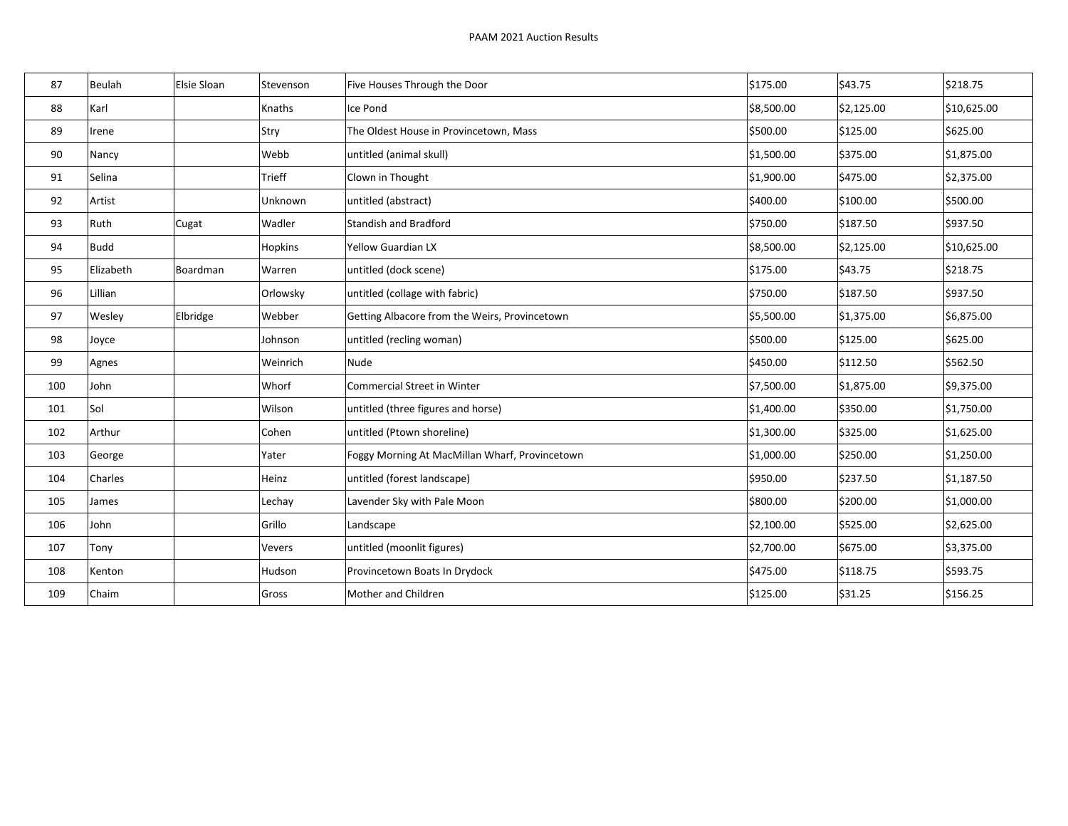| | | | | | | | |
|---|---|---|---|---|---|---|---|
| 87 | Beulah | Elsie Sloan | Stevenson | Five Houses Through the Door | $175.00 | $43.75 | $218.75 |
| 88 | Karl | | Knaths | Ice Pond | $8,500.00 | $2,125.00 | $10,625.00 |
| 89 | Irene | | Stry | The Oldest House in Provincetown, Mass | $500.00 | $125.00 | $625.00 |
| 90 | Nancy | | Webb | untitled (animal skull) | $1,500.00 | $375.00 | $1,875.00 |
| 91 | Selina | | Trieff | Clown in Thought | $1,900.00 | $475.00 | $2,375.00 |
| 92 | Artist | | Unknown | untitled (abstract) | $400.00 | $100.00 | $500.00 |
| 93 | Ruth | Cugat | Wadler | Standish and Bradford | $750.00 | $187.50 | $937.50 |
| 94 | Budd | | Hopkins | Yellow Guardian LX | $8,500.00 | $2,125.00 | $10,625.00 |
| 95 | Elizabeth | Boardman | Warren | untitled (dock scene) | $175.00 | $43.75 | $218.75 |
| 96 | Lillian | | Orlowsky | untitled (collage with fabric) | $750.00 | $187.50 | $937.50 |
| 97 | Wesley | Elbridge | Webber | Getting Albacore from the Weirs, Provincetown | $5,500.00 | $1,375.00 | $6,875.00 |
| 98 | Joyce | | Johnson | untitled (recling woman) | $500.00 | $125.00 | $625.00 |
| 99 | Agnes | | Weinrich | Nude | $450.00 | $112.50 | $562.50 |
| 100 | John | | Whorf | Commercial Street in Winter | $7,500.00 | $1,875.00 | $9,375.00 |
| 101 | Sol | | Wilson | untitled (three figures and horse) | $1,400.00 | $350.00 | $1,750.00 |
| 102 | Arthur | | Cohen | untitled (Ptown shoreline) | $1,300.00 | $325.00 | $1,625.00 |
| 103 | George | | Yater | Foggy Morning At MacMillan Wharf, Provincetown | $1,000.00 | $250.00 | $1,250.00 |
| 104 | Charles | | Heinz | untitled (forest landscape) | $950.00 | $237.50 | $1,187.50 |
| 105 | James | | Lechay | Lavender Sky with Pale Moon | $800.00 | $200.00 | $1,000.00 |
| 106 | John | | Grillo | Landscape | $2,100.00 | $525.00 | $2,625.00 |
| 107 | Tony | | Vevers | untitled (moonlit figures) | $2,700.00 | $675.00 | $3,375.00 |
| 108 | Kenton | | Hudson | Provincetown Boats In Drydock | $475.00 | $118.75 | $593.75 |
| 109 | Chaim | | Gross | Mother and Children | $125.00 | $31.25 | $156.25 |